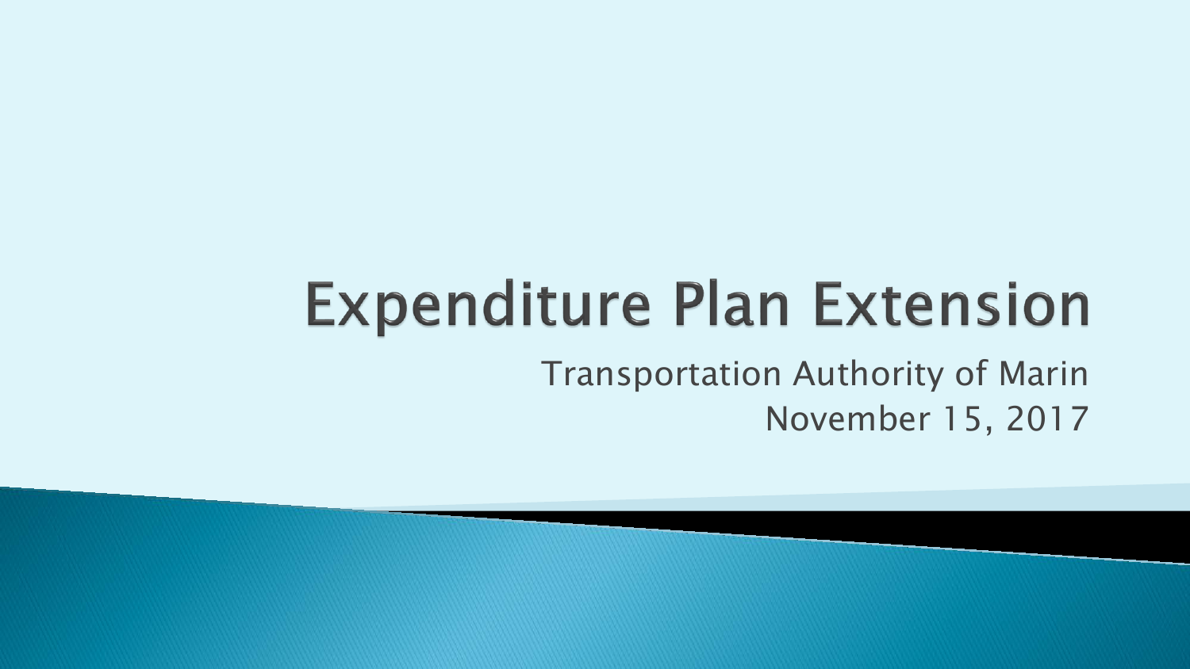# Expenditure Plan Extension

Transportation Authority of Marin

November 15, 2017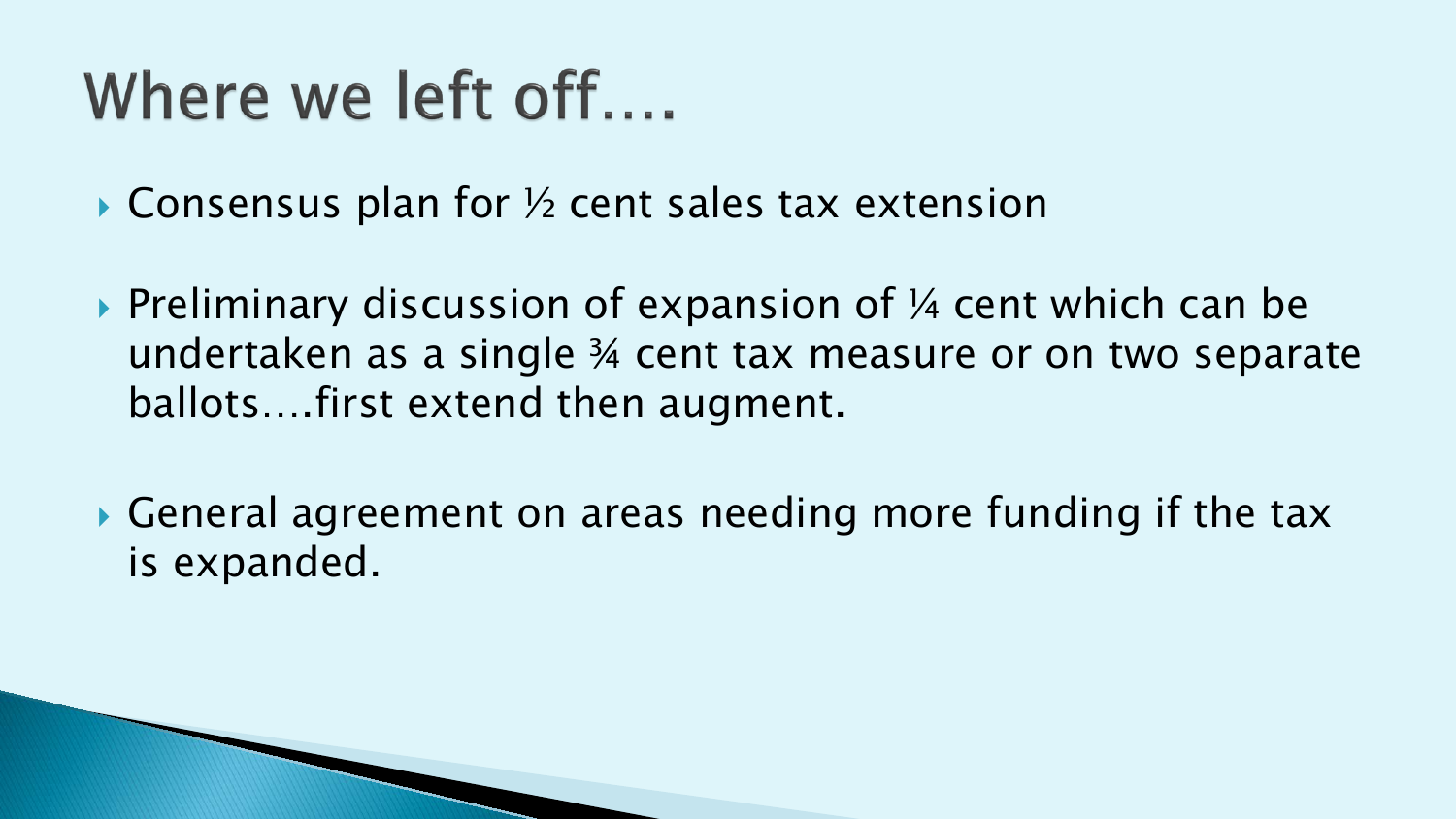# Where we left off….

- Consensus plan for ½ cent sales tax extension
- Preliminary discussion of expansion of ¼ cent which can be undertaken as a single ¾ cent tax measure or on two separate ballots….first extend then augment.
- General agreement on areas needing more funding if the tax is expanded.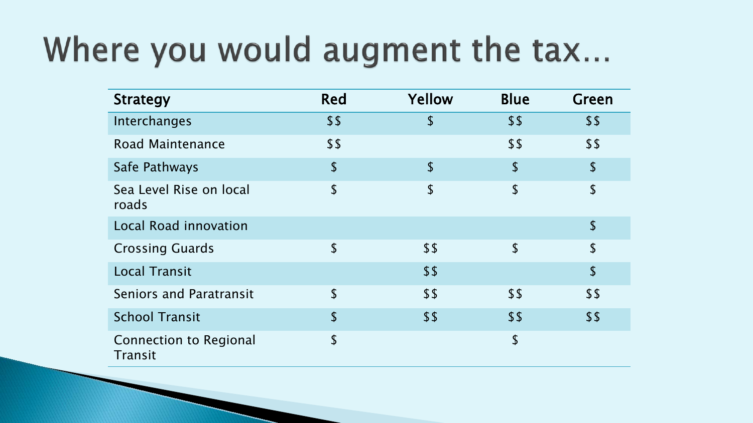# Where you would augment the tax…

| Strategy | Red | Yellow | Blue | Green |
|---|---|---|---|---|
| Interchanges | $$ | $ | $$ | $$ |
| Road Maintenance | $$ | | $$ | $$ |
| Safe Pathways | $ | $ | $ | $ |
| Sea Level Rise on local roads | $ | $ | $ | $ |
| Local Road innovation | | | | $ |
| Crossing Guards | $ | $$ | $ | $ |
| Local Transit | | $$ | | $ |
| Seniors and Paratransit | $ | $$ | $$ | $$ |
| School Transit | $ | $$ | $$ | $$ |
| Connection to Regional Transit | $ | | $ | |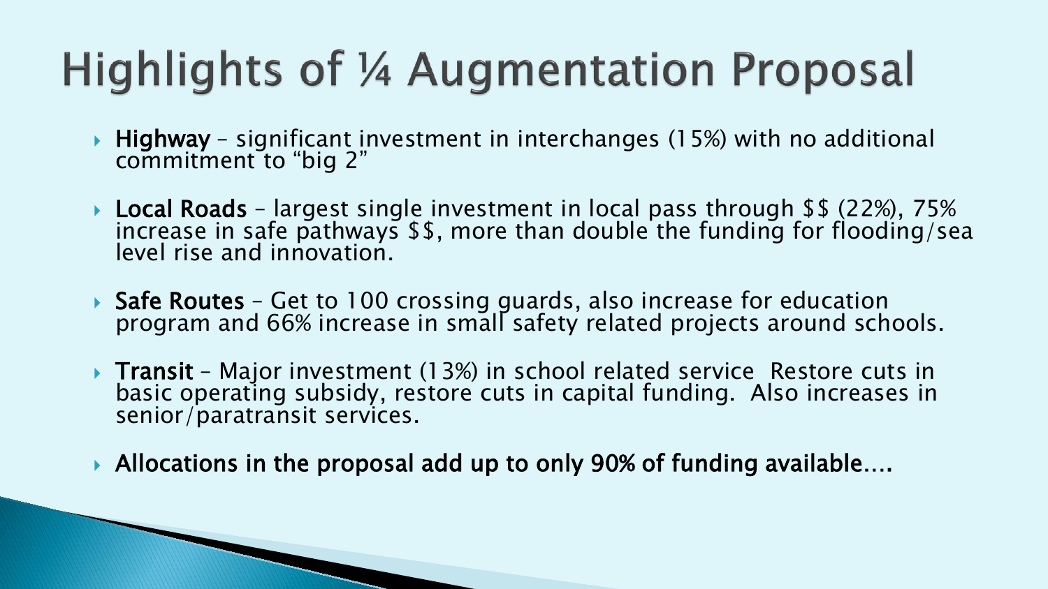# Highlights of ¼ Augmentation Proposal

- **Highway** – significant investment in interchanges (15%) with no additional commitment to "big 2"
- **Local Roads** – largest single investment in local pass through $$ (22%), 75% increase in safe pathways $$, more than double the funding for flooding/sea level rise and innovation.
- **Safe Routes** – Get to 100 crossing guards, also increase for education program and 66% increase in small safety related projects around schools.
- **Transit** – Major investment (13%) in school related service Restore cuts in basic operating subsidy, restore cuts in capital funding. Also increases in senior/paratransit services.
- **Allocations in the proposal add up to only 90% of funding available….**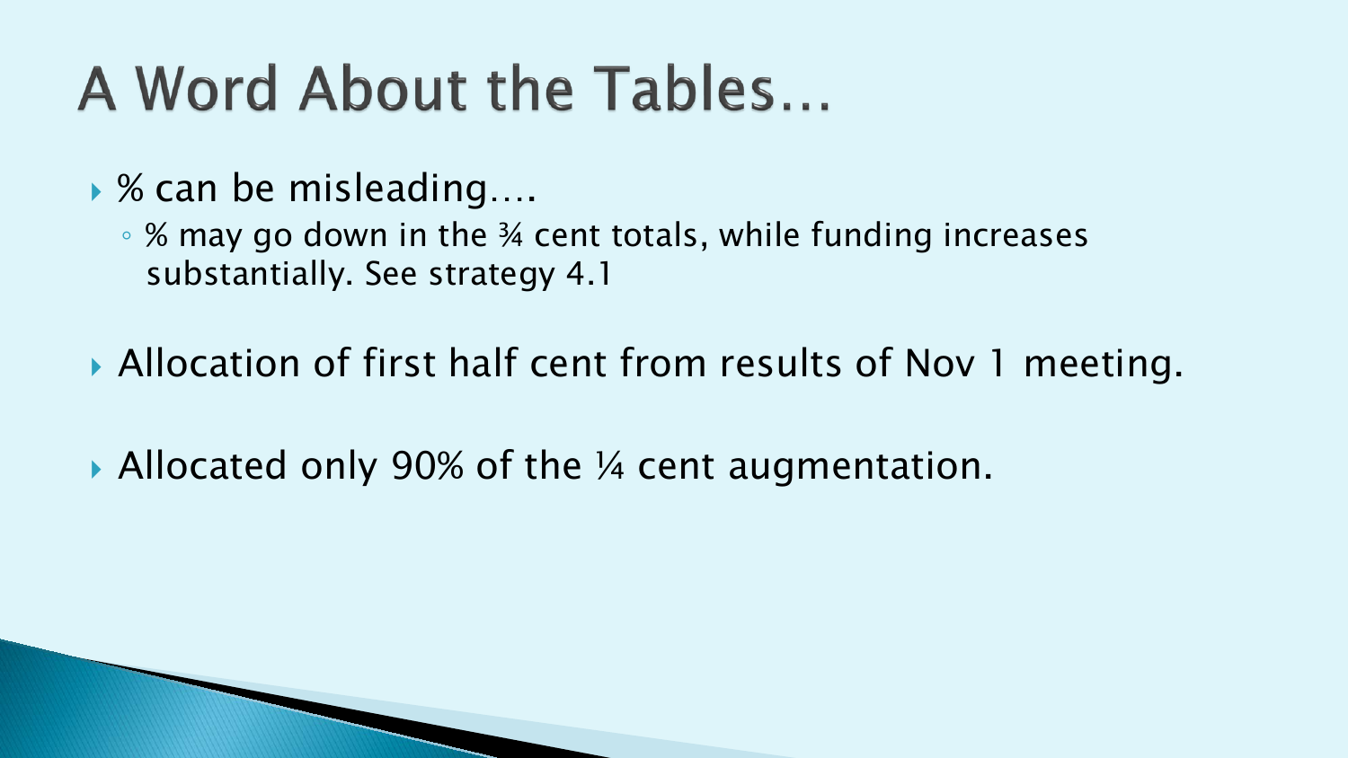# A Word About the Tables…

- % can be misleading….
  - % may go down in the ¾ cent totals, while funding increases substantially. See strategy 4.1
- Allocation of first half cent from results of Nov 1 meeting.
- Allocated only 90% of the ¼ cent augmentation.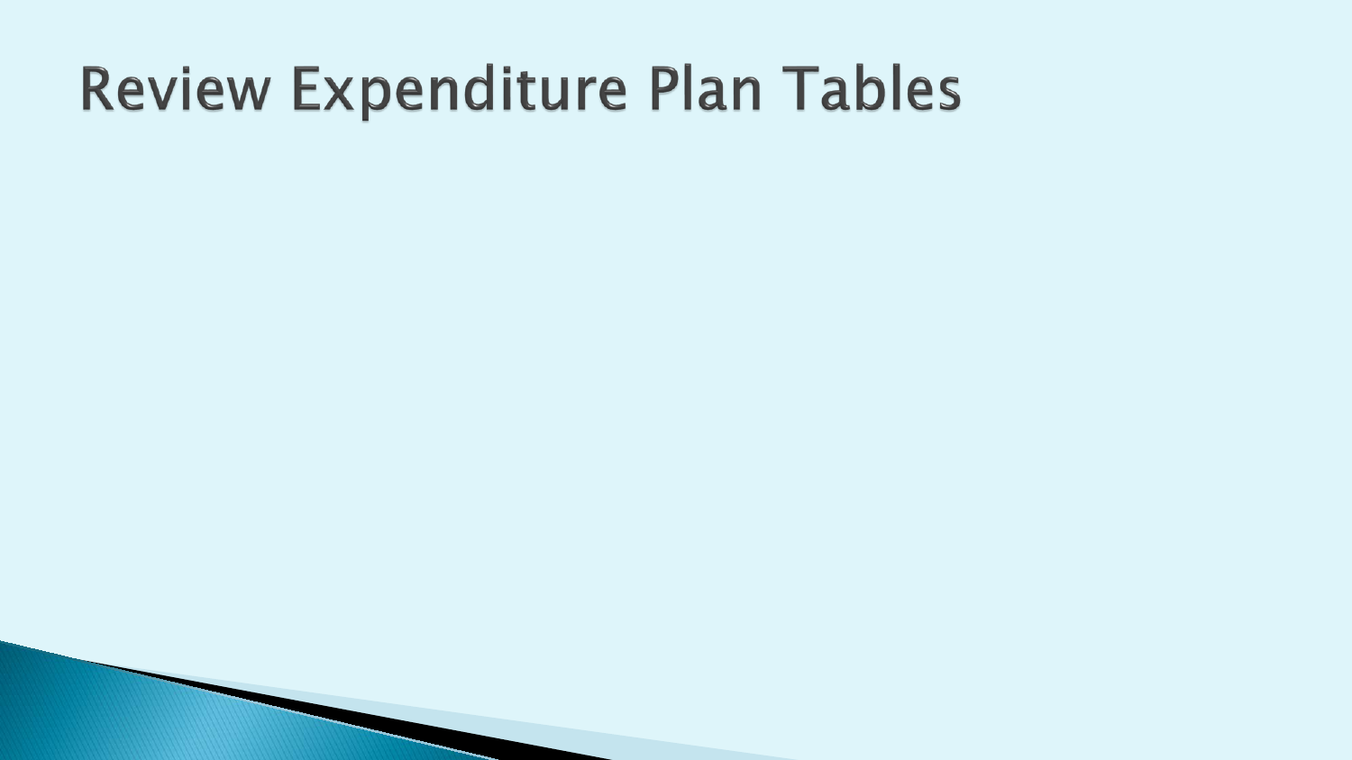# Review Expenditure Plan Tables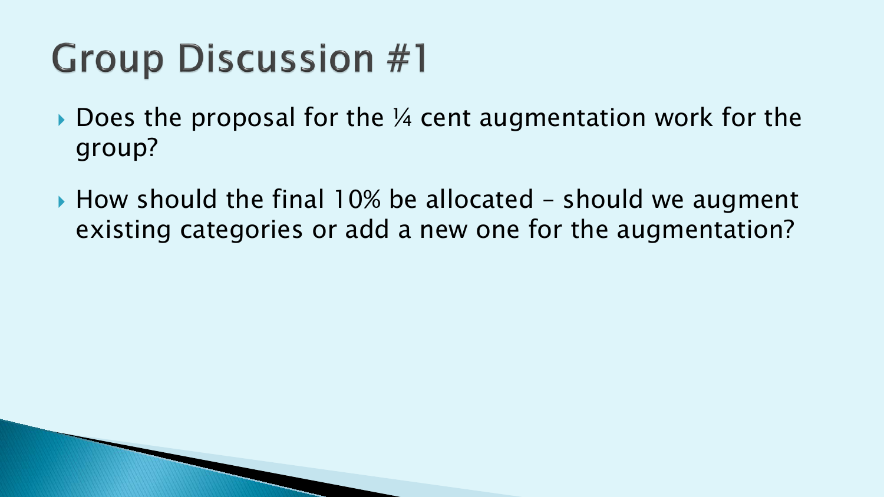# Group Discussion #1

- Does the proposal for the ¼ cent augmentation work for the group?
- How should the final 10% be allocated – should we augment existing categories or add a new one for the augmentation?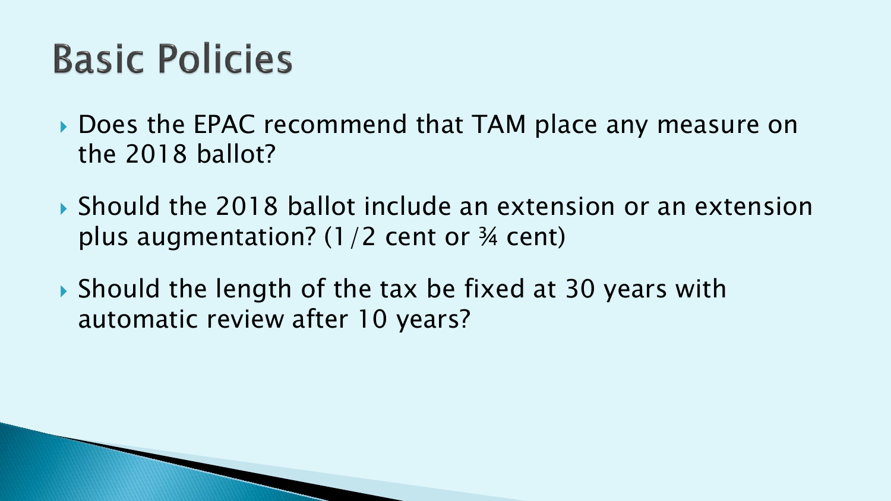# Basic Policies

- Does the EPAC recommend that TAM place any measure on the 2018 ballot?
- Should the 2018 ballot include an extension or an extension plus augmentation? (1/2 cent or ¾ cent)
- Should the length of the tax be fixed at 30 years with automatic review after 10 years?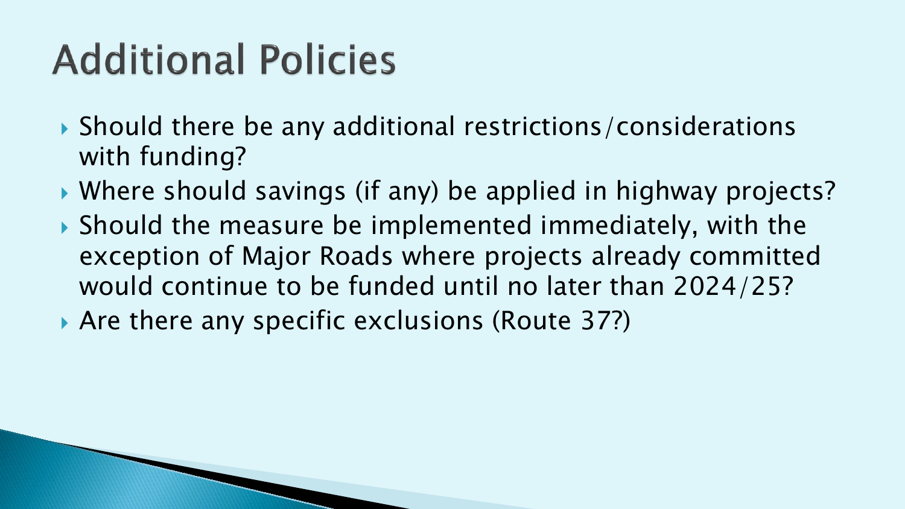# Additional Policies

- Should there be any additional restrictions/considerations with funding?
- Where should savings (if any) be applied in highway projects?
- Should the measure be implemented immediately, with the exception of Major Roads where projects already committed would continue to be funded until no later than 2024/25?
- Are there any specific exclusions (Route 37?)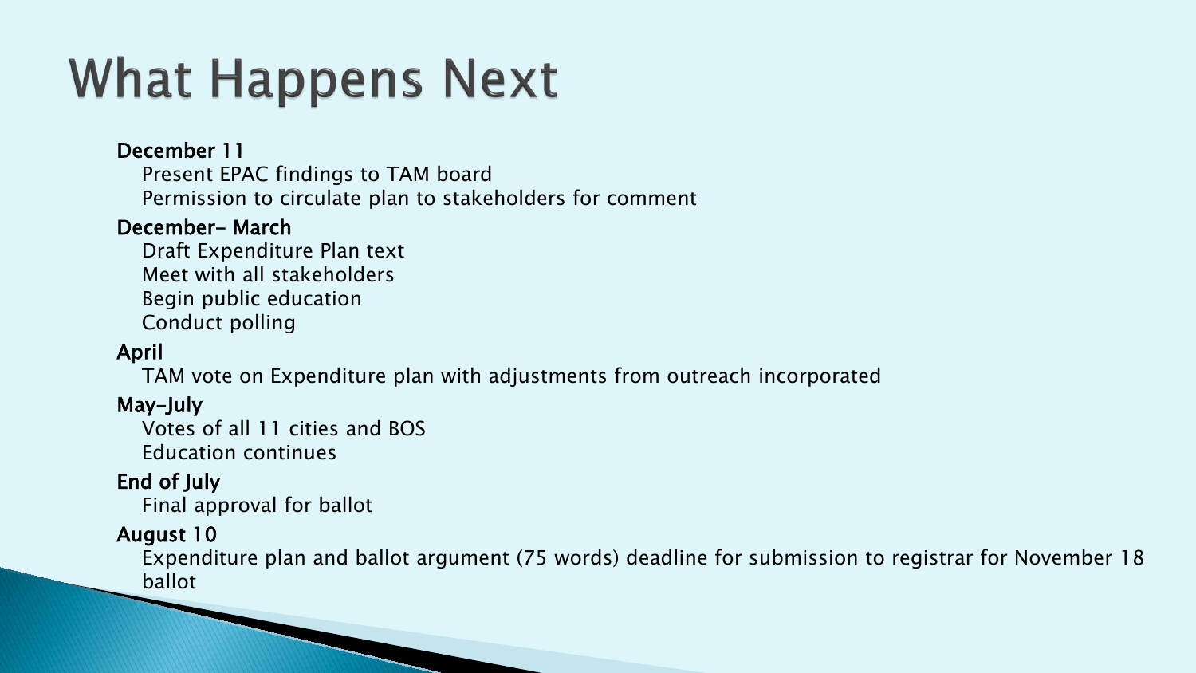# What Happens Next

**December 11**

- Present EPAC findings to TAM board
- Permission to circulate plan to stakeholders for comment

**December- March**

- Draft Expenditure Plan text
- Meet with all stakeholders
- Begin public education
- Conduct polling

**April**

- TAM vote on Expenditure plan with adjustments from outreach incorporated

**May-July**

- Votes of all 11 cities and BOS
- Education continues

**End of July**

- Final approval for ballot

**August 10**

- Expenditure plan and ballot argument (75 words) deadline for submission to registrar for November 18 ballot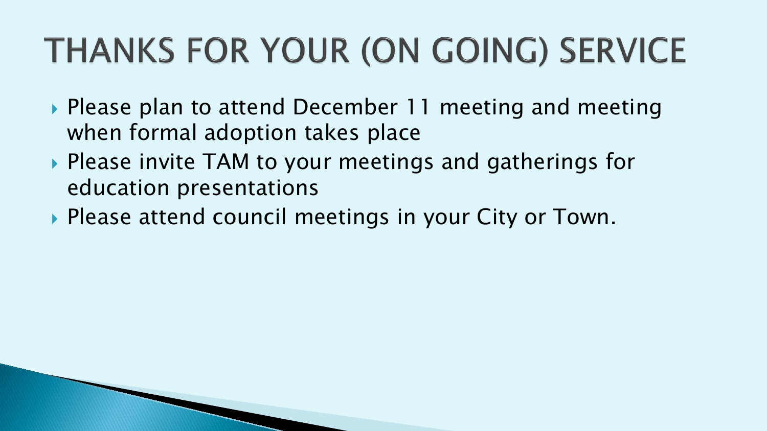# THANKS FOR YOUR (ON GOING) SERVICE

- Please plan to attend December 11 meeting and meeting when formal adoption takes place
- Please invite TAM to your meetings and gatherings for education presentations
- Please attend council meetings in your City or Town.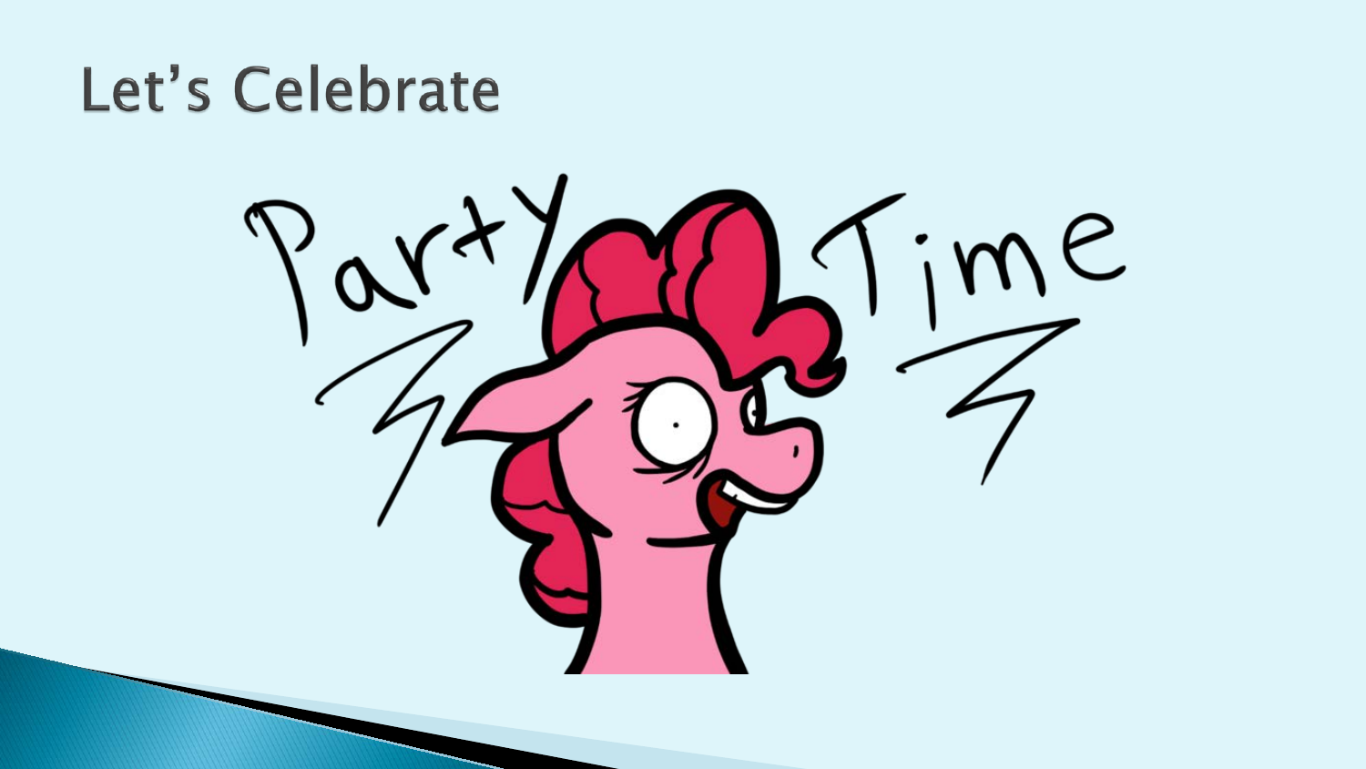# Let's Celebrate

Party Time